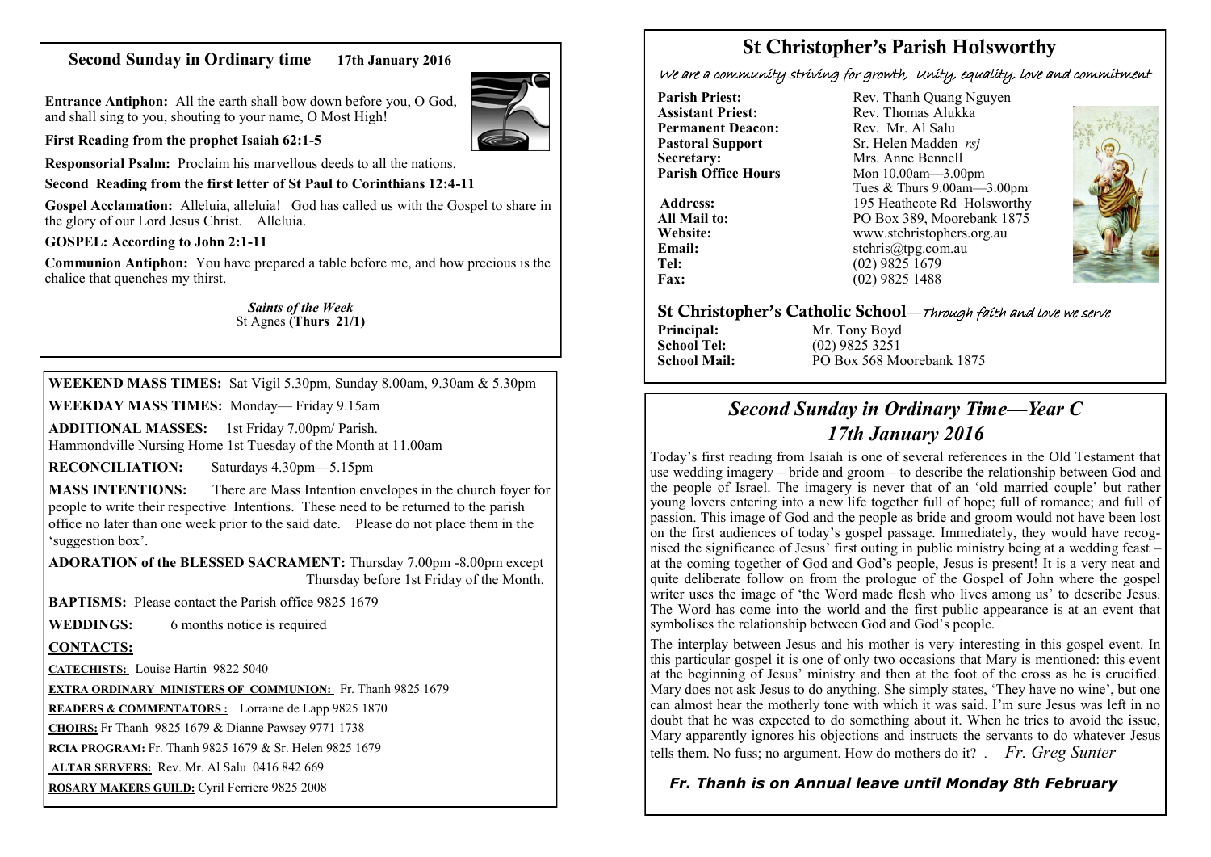## Second Sunday in Ordinary time 17th January 2016

**Entrance Antiphon:** All the earth shall bow down before you, O God, and shall sing to you, shouting to your name, O Most High!

**First Reading from the prophet Isaiah 62:1-5**

**Responsorial Psalm:** Proclaim his marvellous deeds to all the nations.

**Second Reading from the first letter of St Paul to Corinthians 12:4-11**

**Gospel Acclamation:** Alleluia, alleluia! God has called us with the Gospel to share in the glory of our Lord Jesus Christ. Alleluia.

**GOSPEL: According to John 2:1-11**

**Communion Antiphon:** You have prepared a table before me, and how precious is the chalice that quenches my thirst.

***Saints of the Week***
St Agnes **(Thurs 21/1)**

**WEEKEND MASS TIMES:** Sat Vigil 5.30pm, Sunday 8.00am, 9.30am & 5.30pm

**WEEKDAY MASS TIMES:** Monday— Friday 9.15am

**ADDITIONAL MASSES:** 1st Friday 7.00pm/ Parish.
Hammondville Nursing Home 1st Tuesday of the Month at 11.00am

**RECONCILIATION:** Saturdays 4.30pm—5.15pm

**MASS INTENTIONS:** There are Mass Intention envelopes in the church foyer for people to write their respective Intentions. These need to be returned to the parish office no later than one week prior to the said date. Please do not place them in the 'suggestion box'.

**ADORATION of the BLESSED SACRAMENT:** Thursday 7.00pm -8.00pm except Thursday before 1st Friday of the Month.

**BAPTISMS:** Please contact the Parish office 9825 1679

**WEDDINGS:** 6 months notice is required

**CONTACTS:**

**CATECHISTS:** Louise Hartin 9822 5040

**EXTRA ORDINARY MINISTERS OF COMMUNION:** Fr. Thanh 9825 1679

**READERS & COMMENTATORS :** Lorraine de Lapp 9825 1870

**CHOIRS:** Fr Thanh 9825 1679 & Dianne Pawsey 9771 1738

**RCIA PROGRAM:** Fr. Thanh 9825 1679 & Sr. Helen 9825 1679

**ALTAR SERVERS:** Rev. Mr. Al Salu 0416 842 669

**ROSARY MAKERS GUILD:** Cyril Ferriere 9825 2008

# St Christopher's Parish Holsworthy

*We are a community striving for growth, Unity, equality, love and commitment*

**Parish Priest:** Rev. Thanh Quang Nguyen
**Assistant Priest:** Rev. Thomas Alukka
**Permanent Deacon:** Rev. Mr. Al Salu
**Pastoral Support** Sr. Helen Madden *rsj*
**Secretary:** Mrs. Anne Bennell
**Parish Office Hours** Mon 10.00am—3.00pm
Tues & Thurs 9.00am—3.00pm
**Address:** 195 Heathcote Rd Holsworthy
**All Mail to:** PO Box 389, Moorebank 1875
**Website:** www.stchristophers.org.au
**Email:** stchris@tpg.com.au
**Tel:** (02) 9825 1679
**Fax:** (02) 9825 1488

## St Christopher's Catholic School—*Through faith and love we serve*

**Principal:** Mr. Tony Boyd
**School Tel:** (02) 9825 3251
**School Mail:** PO Box 568 Moorebank 1875

## *Second Sunday in Ordinary Time—Year C*
## *17th January 2016*

Today's first reading from Isaiah is one of several references in the Old Testament that use wedding imagery – bride and groom – to describe the relationship between God and the people of Israel. The imagery is never that of an 'old married couple' but rather young lovers entering into a new life together full of hope; full of romance; and full of passion. This image of God and the people as bride and groom would not have been lost on the first audiences of today's gospel passage. Immediately, they would have recognised the significance of Jesus' first outing in public ministry being at a wedding feast – at the coming together of God and God's people, Jesus is present! It is a very neat and quite deliberate follow on from the prologue of the Gospel of John where the gospel writer uses the image of 'the Word made flesh who lives among us' to describe Jesus. The Word has come into the world and the first public appearance is at an event that symbolises the relationship between God and God's people.

The interplay between Jesus and his mother is very interesting in this gospel event. In this particular gospel it is one of only two occasions that Mary is mentioned: this event at the beginning of Jesus' ministry and then at the foot of the cross as he is crucified. Mary does not ask Jesus to do anything. She simply states, 'They have no wine', but one can almost hear the motherly tone with which it was said. I'm sure Jesus was left in no doubt that he was expected to do something about it. When he tries to avoid the issue, Mary apparently ignores his objections and instructs the servants to do whatever Jesus tells them. No fuss; no argument. How do mothers do it? . *Fr. Greg Sunter*

***Fr. Thanh is on Annual leave until Monday 8th February***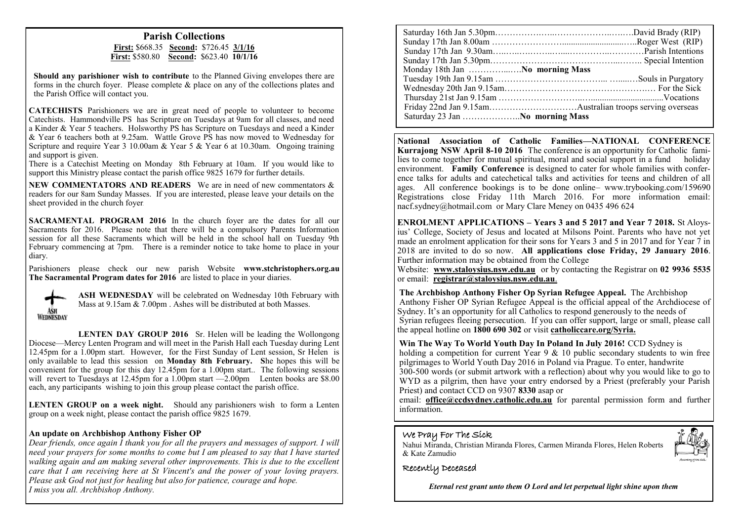## Parish Collections

**First:** $668.35 **Second:** $726.45 **3/1/16**
**First:** $580.80 **Second:** $623.40 **10/1/16**

**Should any parishioner wish to contribute** to the Planned Giving envelopes there are forms in the church foyer. Please complete & place on any of the collections plates and the Parish Office will contact you.

**CATECHISTS** Parishioners we are in great need of people to volunteer to become Catechists. Hammondville PS has Scripture on Tuesdays at 9am for all classes, and need a Kinder & Year 5 teachers. Holsworthy PS has Scripture on Tuesdays and need a Kinder & Year 6 teachers both at 9.25am. Wattle Grove PS has now moved to Wednesday for Scripture and require Year 3 10.00am & Year 5 & Year 6 at 10.30am. Ongoing training and support is given.

There is a Catechist Meeting on Monday 8th February at 10am. If you would like to support this Ministry please contact the parish office 9825 1679 for further details.

**NEW COMMENTATORS AND READERS** We are in need of new commentators & readers for our 8am Sunday Masses. If you are interested, please leave your details on the sheet provided in the church foyer.

**SACRAMENTAL PROGRAM 2016** In the church foyer are the dates for all our Sacraments for 2016. Please note that there will be a compulsory Parents Information session for all these Sacraments which will be held in the school hall on Tuesday 9th February commencing at 7pm. There is a reminder notice to take home to place in your diary.

Parishioners please check our new parish Website **www.stchristophers.org.au The Sacramental Program dates for 2016** are listed to place in your diaries.

**ASH WEDNESDAY** will be celebrated on Wednesday 10th February with Mass at 9.15am & 7.00pm . Ashes will be distributed at both Masses.

**LENTEN DAY GROUP 2016** Sr. Helen will be leading the Wollongong Diocese—Mercy Lenten Program and will meet in the Parish Hall each Tuesday during Lent 12.45pm for a 1.00pm start. However, for the First Sunday of Lent session, Sr Helen is only available to lead this session on **Monday 8th February. S**he hopes this will be convenient for the group for this day 12.45pm for a 1.00pm start.. The following sessions will revert to Tuesdays at 12.45pm for a 1.00pm start —2.00pm Lenten books are $8.00 each, any participants wishing to join this group please contact the parish office.

**LENTEN GROUP on a week night.** Should any parishioners wish to form a Lenten group on a week night, please contact the parish office 9825 1679.

### An update on Archbishop Anthony Fisher OP

*Dear friends, once again I thank you for all the prayers and messages of support. I will need your prayers for some months to come but I am pleased to say that I have started walking again and am making several other improvements. This is due to the excellent care that I am receiving here at St Vincent's and the power of your loving prayers. Please ask God not just for healing but also for patience, courage and hope.*
*I miss you all. Archbishop Anthony.*

Saturday 16th Jan 5.30pm……………………………………David Brady (RIP)
Sunday 17th Jan 8.00am ……………………………………Roger West (RIP)
Sunday 17th Jan 9.30am……………………………………Parish Intentions
Sunday 17th Jan 5.30pm…………………………………… Special Intention
Monday 18th Jan ……………**No morning Mass**
Tuesday 19th Jan 9.15am ……………………………………Souls in Purgatory
Wednesday 20th Jan 9.15am…………………………………… For the Sick
Thursday 21st Jan 9.15am ……………………………………Vocations
Friday 22nd Jan 9.15am…………………………Australian troops serving overseas
Saturday 23 Jan ………………..**No morning Mass**

**National Association of Catholic Families—NATIONAL CONFERENCE Kurrajong NSW April 8-10 2016** The conference is an opportunity for Catholic families to come together for mutual spiritual, moral and social support in a fund holiday environment. **Family Conference** is designed to cater for whole families with conference talks for adults and catechetical talks and activities for teens and children of all ages. All conference bookings is to be done online– www.trybooking.com/159690 Registrations close Friday 11th March 2016. For more information email: nacf.sydney@hotmail.com or Mary Clare Meney on 0435 496 624

**ENROLMENT APPLICATIONS – Years 3 and 5 2017 and Year 7 2018.** St Aloysius' College, Society of Jesus and located at Milsons Point. Parents who have not yet made an enrolment application for their sons for Years 3 and 5 in 2017 and for Year 7 in 2018 are invited to do so now. **All applications close Friday, 29 January 2016**. Further information may be obtained from the College
Website: **www.staloysius.nsw.edu.au** or by contacting the Registrar on **02 9936 5535** or email: **registrar@staloysius.nsw.edu.au**.

**The Archbishop Anthony Fisher Op Syrian Refugee Appeal.** The Archbishop Anthony Fisher OP Syrian Refugee Appeal is the official appeal of the Archdiocese of Sydney. It's an opportunity for all Catholics to respond generously to the needs of Syrian refugees fleeing persecution. If you can offer support, large or small, please call the appeal hotline on **1800 690 302** or visit **catholiccare.org/Syria.**

**Win The Way To World Youth Day In Poland In July 2016!** CCD Sydney is holding a competition for current Year 9 & 10 public secondary students to win free pilgrimages to World Youth Day 2016 in Poland via Prague. To enter, handwrite 300-500 words (or submit artwork with a reflection) about why you would like to go to WYD as a pilgrim, then have your entry endorsed by a Priest (preferably your Parish Priest) and contact CCD on 9307 **8330** asap or
email: **office@ccdsydney.catholic.edu.au** for parental permission form and further information.

### We Pray For The Sick

Nahui Miranda, Christian Miranda Flores, Carmen Miranda Flores, Helen Roberts & Kate Zamudio

### Recently Deceased

***Eternal rest grant unto them O Lord and let perpetual light shine upon them***